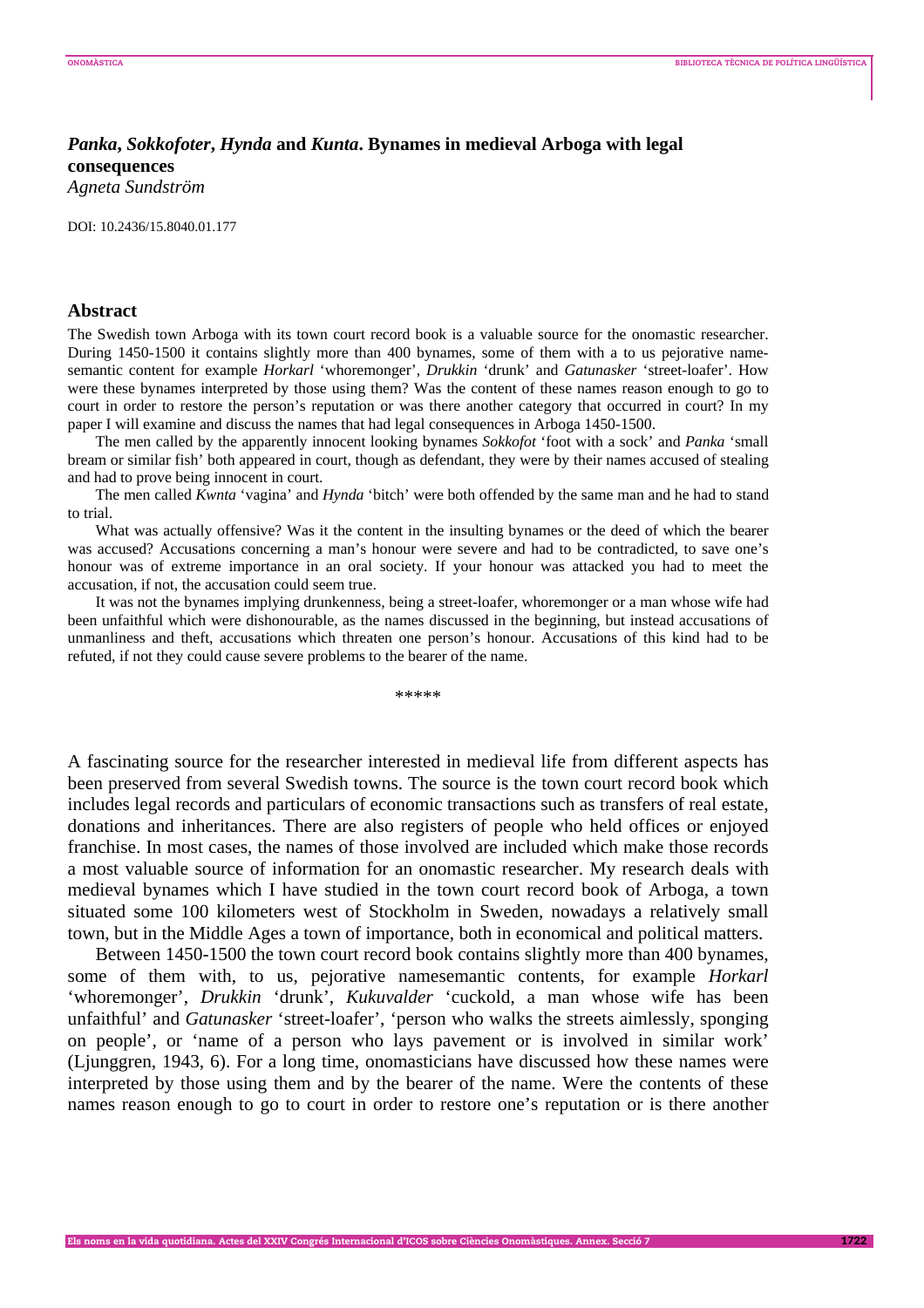# *Panka*, *Sokkofoter*, *Hynda* and *Kunta*. Bynames in medieval Arboga with legal consequences

*Agneta Sundström*

DOI: 10.2436/15.8040.01.177

## Abstract

The Swedish town Arboga with its town court record book is a valuable source for the onomastic researcher. During 1450-1500 it contains slightly more than 400 bynames, some of them with a to us pejorative name-semantic content for example *Horkarl* 'whoremonger', *Drukkin* 'drunk' and *Gatunasker* 'street-loafer'. How were these bynames interpreted by those using them? Was the content of these names reason enough to go to court in order to restore the person's reputation or was there another category that occurred in court? In my paper I will examine and discuss the names that had legal consequences in Arboga 1450-1500.

The men called by the apparently innocent looking bynames *Sokkofot* 'foot with a sock' and *Panka* 'small bream or similar fish' both appeared in court, though as defendant, they were by their names accused of stealing and had to prove being innocent in court.

The men called *Kwnta* 'vagina' and *Hynda* 'bitch' were both offended by the same man and he had to stand to trial.

What was actually offensive? Was it the content in the insulting bynames or the deed of which the bearer was accused? Accusations concerning a man's honour were severe and had to be contradicted, to save one's honour was of extreme importance in an oral society. If your honour was attacked you had to meet the accusation, if not, the accusation could seem true.

It was not the bynames implying drunkenness, being a street-loafer, whoremonger or a man whose wife had been unfaithful which were dishonourable, as the names discussed in the beginning, but instead accusations of unmanliness and theft, accusations which threaten one person's honour. Accusations of this kind had to be refuted, if not they could cause severe problems to the bearer of the name.

\*\*\*\*\*

A fascinating source for the researcher interested in medieval life from different aspects has been preserved from several Swedish towns. The source is the town court record book which includes legal records and particulars of economic transactions such as transfers of real estate, donations and inheritances. There are also registers of people who held offices or enjoyed franchise. In most cases, the names of those involved are included which make those records a most valuable source of information for an onomastic researcher. My research deals with medieval bynames which I have studied in the town court record book of Arboga, a town situated some 100 kilometers west of Stockholm in Sweden, nowadays a relatively small town, but in the Middle Ages a town of importance, both in economical and political matters.

Between 1450-1500 the town court record book contains slightly more than 400 bynames, some of them with, to us, pejorative namesemantic contents, for example *Horkarl* 'whoremonger', *Drukkin* 'drunk', *Kukuvalder* 'cuckold, a man whose wife has been unfaithful' and *Gatunasker* 'street-loafer', 'person who walks the streets aimlessly, sponging on people', or 'name of a person who lays pavement or is involved in similar work' (Ljunggren, 1943, 6). For a long time, onomasticians have discussed how these names were interpreted by those using them and by the bearer of the name. Were the contents of these names reason enough to go to court in order to restore one's reputation or is there another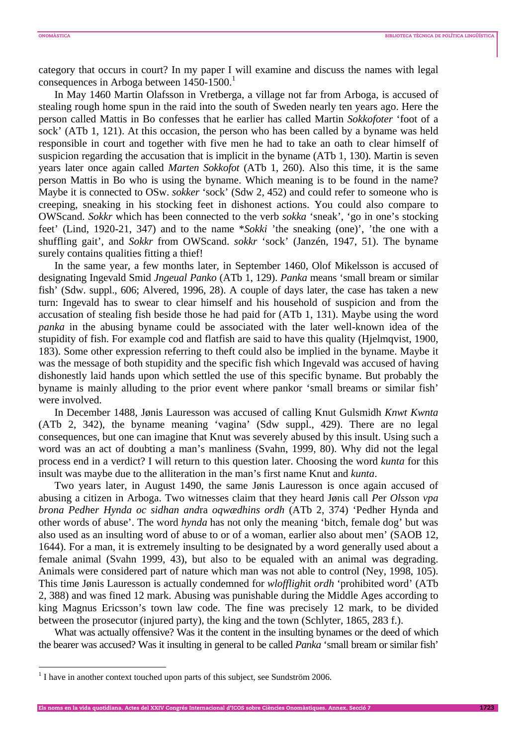category that occurs in court? In my paper I will examine and discuss the names with legal consequences in Arboga between 1450-1500.[1]

In May 1460 Martin Olafsson in Vretberga, a village not far from Arboga, is accused of stealing rough home spun in the raid into the south of Sweden nearly ten years ago. Here the person called Mattis in Bo confesses that he earlier has called Martin *Sokkofoter* 'foot of a sock' (ATb 1, 121). At this occasion, the person who has been called by a byname was held responsible in court and together with five men he had to take an oath to clear himself of suspicion regarding the accusation that is implicit in the byname (ATb 1, 130). Martin is seven years later once again called *Marten Sokkofot* (ATb 1, 260). Also this time, it is the same person Mattis in Bo who is using the byname. Which meaning is to be found in the name? Maybe it is connected to OSw. *sokker* 'sock' (Sdw 2, 452) and could refer to someone who is creeping, sneaking in his stocking feet in dishonest actions. You could also compare to OWScand. *Sokkr* which has been connected to the verb *sokka* 'sneak', 'go in one's stocking feet' (Lind, 1920-21, 347) and to the name \**Sokki* 'the sneaking (one)', 'the one with a shuffling gait', and *Sokkr* from OWScand. *sokkr* 'sock' (Janzén, 1947, 51). The byname surely contains qualities fitting a thief!

In the same year, a few months later, in September 1460, Olof Mikelsson is accused of designating Ingevald Smid *Jngeual Panko* (ATb 1, 129). *Panka* means 'small bream or similar fish' (Sdw. suppl., 606; Alvered, 1996, 28). A couple of days later, the case has taken a new turn: Ingevald has to swear to clear himself and his household of suspicion and from the accusation of stealing fish beside those he had paid for (ATb 1, 131). Maybe using the word *panka* in the abusing byname could be associated with the later well-known idea of the stupidity of fish. For example cod and flatfish are said to have this quality (Hjelmqvist, 1900, 183). Some other expression referring to theft could also be implied in the byname. Maybe it was the message of both stupidity and the specific fish which Ingevald was accused of having dishonestly laid hands upon which settled the use of this specific byname. But probably the byname is mainly alluding to the prior event where pankor 'small breams or similar fish' were involved.

In December 1488, Jønis Lauresson was accused of calling Knut Gulsmidh *Knwt Kwnta* (ATb 2, 342), the byname meaning 'vagina' (Sdw suppl., 429). There are no legal consequences, but one can imagine that Knut was severely abused by this insult. Using such a word was an act of doubting a man's manliness (Svahn, 1999, 80). Why did not the legal process end in a verdict? I will return to this question later. Choosing the word *kunta* for this insult was maybe due to the alliteration in the man's first name Knut and *kunta*.

Two years later, in August 1490, the same Jønis Lauresson is once again accused of abusing a citizen in Arboga. Two witnesses claim that they heard Jønis call *P*er *Olss*on *vpa brona Pedh*er *Hynda oc sidhan and*ra *oqwædhins ordh* (ATb 2, 374) 'Pedher Hynda and other words of abuse'. The word *hynda* has not only the meaning 'bitch, female dog' but was also used as an insulting word of abuse to or of a woman, earlier also about men' (SAOB 12, 1644). For a man, it is extremely insulting to be designated by a word generally used about a female animal (Svahn 1999, 43), but also to be equaled with an animal was degrading. Animals were considered part of nature which man was not able to control (Ney, 1998, 105). This time Jønis Lauresson is actually condemned for *wloffligh*it *ordh* 'prohibited word' (ATb 2, 388) and was fined 12 mark. Abusing was punishable during the Middle Ages according to king Magnus Ericsson's town law code. The fine was precisely 12 mark, to be divided between the prosecutor (injured party), the king and the town (Schlyter, 1865, 283 f.).

What was actually offensive? Was it the content in the insulting bynames or the deed of which the bearer was accused? Was it insulting in general to be called *Panka* 'small bream or similar fish'

---

[1] I have in another context touched upon parts of this subject, see Sundström 2006.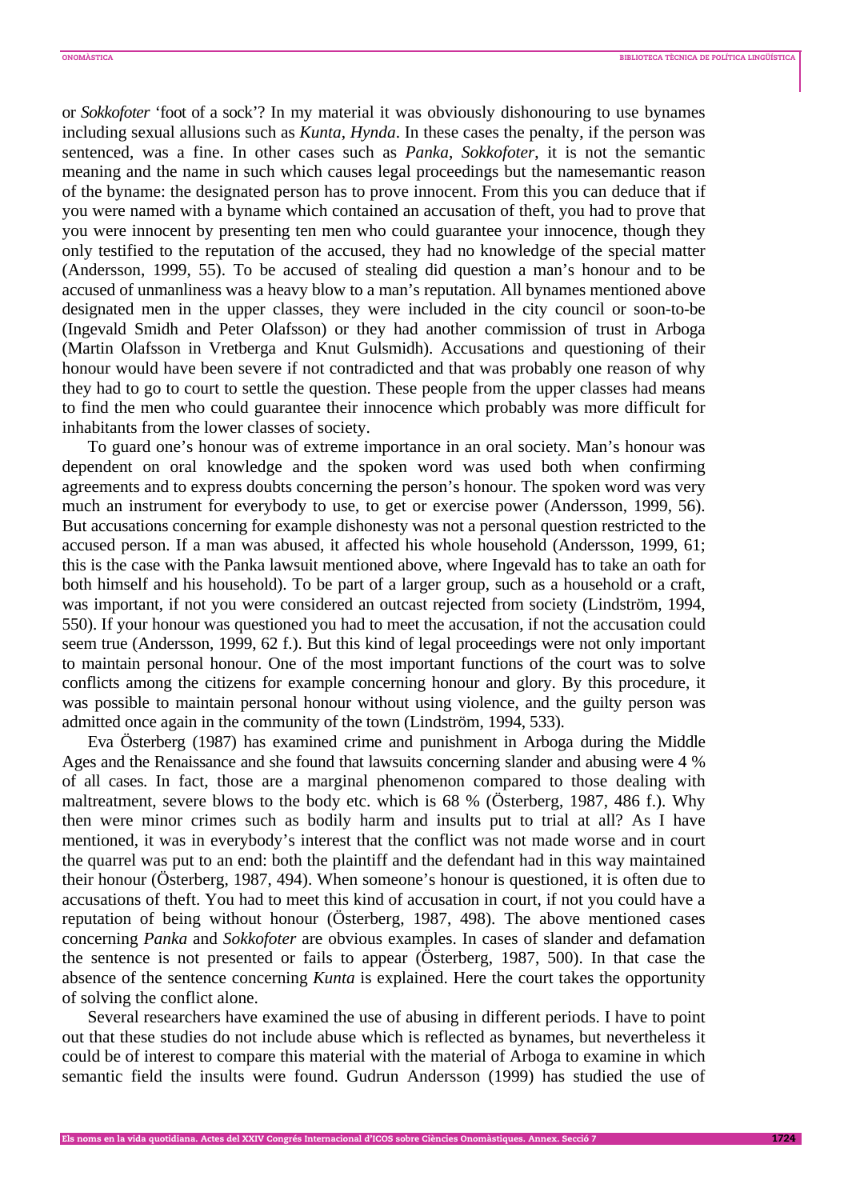or *Sokkofoter* 'foot of a sock'? In my material it was obviously dishonouring to use bynames including sexual allusions such as *Kunta*, *Hynda*. In these cases the penalty, if the person was sentenced, was a fine. In other cases such as *Panka*, *Sokkofoter*, it is not the semantic meaning and the name in such which causes legal proceedings but the namesemantic reason of the byname: the designated person has to prove innocent. From this you can deduce that if you were named with a byname which contained an accusation of theft, you had to prove that you were innocent by presenting ten men who could guarantee your innocence, though they only testified to the reputation of the accused, they had no knowledge of the special matter (Andersson, 1999, 55). To be accused of stealing did question a man's honour and to be accused of unmanliness was a heavy blow to a man's reputation. All bynames mentioned above designated men in the upper classes, they were included in the city council or soon-to-be (Ingevald Smidh and Peter Olafsson) or they had another commission of trust in Arboga (Martin Olafsson in Vretberga and Knut Gulsmidh). Accusations and questioning of their honour would have been severe if not contradicted and that was probably one reason of why they had to go to court to settle the question. These people from the upper classes had means to find the men who could guarantee their innocence which probably was more difficult for inhabitants from the lower classes of society.

To guard one's honour was of extreme importance in an oral society. Man's honour was dependent on oral knowledge and the spoken word was used both when confirming agreements and to express doubts concerning the person's honour. The spoken word was very much an instrument for everybody to use, to get or exercise power (Andersson, 1999, 56). But accusations concerning for example dishonesty was not a personal question restricted to the accused person. If a man was abused, it affected his whole household (Andersson, 1999, 61; this is the case with the Panka lawsuit mentioned above, where Ingevald has to take an oath for both himself and his household). To be part of a larger group, such as a household or a craft, was important, if not you were considered an outcast rejected from society (Lindström, 1994, 550). If your honour was questioned you had to meet the accusation, if not the accusation could seem true (Andersson, 1999, 62 f.). But this kind of legal proceedings were not only important to maintain personal honour. One of the most important functions of the court was to solve conflicts among the citizens for example concerning honour and glory. By this procedure, it was possible to maintain personal honour without using violence, and the guilty person was admitted once again in the community of the town (Lindström, 1994, 533).

Eva Österberg (1987) has examined crime and punishment in Arboga during the Middle Ages and the Renaissance and she found that lawsuits concerning slander and abusing were 4 % of all cases. In fact, those are a marginal phenomenon compared to those dealing with maltreatment, severe blows to the body etc. which is 68 % (Österberg, 1987, 486 f.). Why then were minor crimes such as bodily harm and insults put to trial at all? As I have mentioned, it was in everybody's interest that the conflict was not made worse and in court the quarrel was put to an end: both the plaintiff and the defendant had in this way maintained their honour (Österberg, 1987, 494). When someone's honour is questioned, it is often due to accusations of theft. You had to meet this kind of accusation in court, if not you could have a reputation of being without honour (Österberg, 1987, 498). The above mentioned cases concerning *Panka* and *Sokkofoter* are obvious examples. In cases of slander and defamation the sentence is not presented or fails to appear (Österberg, 1987, 500). In that case the absence of the sentence concerning *Kunta* is explained. Here the court takes the opportunity of solving the conflict alone.

Several researchers have examined the use of abusing in different periods. I have to point out that these studies do not include abuse which is reflected as bynames, but nevertheless it could be of interest to compare this material with the material of Arboga to examine in which semantic field the insults were found. Gudrun Andersson (1999) has studied the use of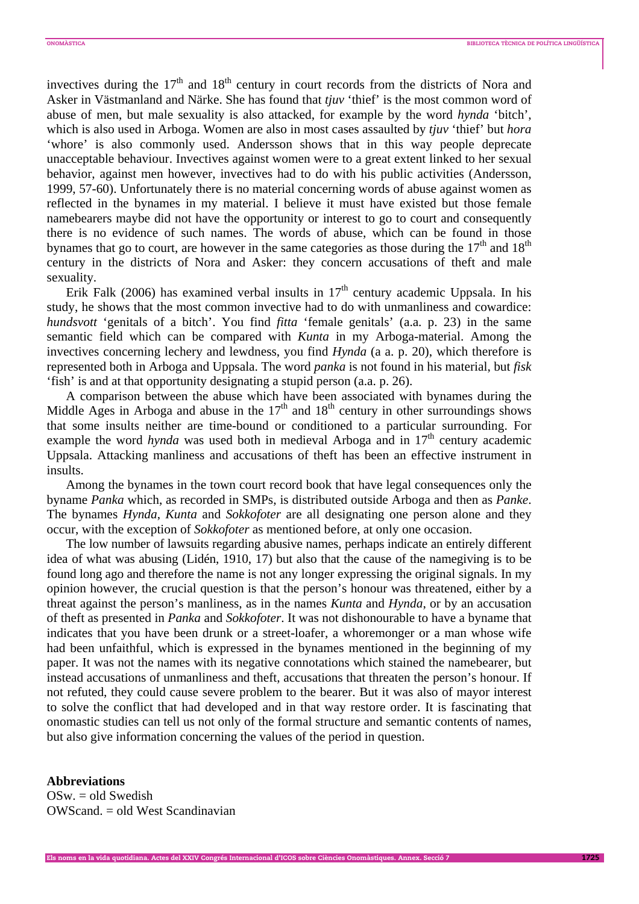invectives during the 17th and 18th century in court records from the districts of Nora and Asker in Västmanland and Närke. She has found that *tjuv* 'thief' is the most common word of abuse of men, but male sexuality is also attacked, for example by the word *hynda* 'bitch', which is also used in Arboga. Women are also in most cases assaulted by *tjuv* 'thief' but *hora* 'whore' is also commonly used. Andersson shows that in this way people deprecate unacceptable behaviour. Invectives against women were to a great extent linked to her sexual behavior, against men however, invectives had to do with his public activities (Andersson, 1999, 57-60). Unfortunately there is no material concerning words of abuse against women as reflected in the bynames in my material. I believe it must have existed but those female namebearers maybe did not have the opportunity or interest to go to court and consequently there is no evidence of such names. The words of abuse, which can be found in those bynames that go to court, are however in the same categories as those during the 17th and 18th century in the districts of Nora and Asker: they concern accusations of theft and male sexuality.

Erik Falk (2006) has examined verbal insults in 17th century academic Uppsala. In his study, he shows that the most common invective had to do with unmanliness and cowardice: *hundsvott* 'genitals of a bitch'. You find *fitta* 'female genitals' (a.a. p. 23) in the same semantic field which can be compared with *Kunta* in my Arboga-material. Among the invectives concerning lechery and lewdness, you find *Hynda* (a a. p. 20), which therefore is represented both in Arboga and Uppsala. The word *panka* is not found in his material, but *fisk* 'fish' is and at that opportunity designating a stupid person (a.a. p. 26).

A comparison between the abuse which have been associated with bynames during the Middle Ages in Arboga and abuse in the 17th and 18th century in other surroundings shows that some insults neither are time-bound or conditioned to a particular surrounding. For example the word *hynda* was used both in medieval Arboga and in 17th century academic Uppsala. Attacking manliness and accusations of theft has been an effective instrument in insults.

Among the bynames in the town court record book that have legal consequences only the byname *Panka* which, as recorded in SMPs, is distributed outside Arboga and then as *Panke*. The bynames *Hynda*, *Kunta* and *Sokkofoter* are all designating one person alone and they occur, with the exception of *Sokkofoter* as mentioned before, at only one occasion.

The low number of lawsuits regarding abusive names, perhaps indicate an entirely different idea of what was abusing (Lidén, 1910, 17) but also that the cause of the namegiving is to be found long ago and therefore the name is not any longer expressing the original signals. In my opinion however, the crucial question is that the person's honour was threatened, either by a threat against the person's manliness, as in the names *Kunta* and *Hynda*, or by an accusation of theft as presented in *Panka* and *Sokkofoter*. It was not dishonourable to have a byname that indicates that you have been drunk or a street-loafer, a whoremonger or a man whose wife had been unfaithful, which is expressed in the bynames mentioned in the beginning of my paper. It was not the names with its negative connotations which stained the namebearer, but instead accusations of unmanliness and theft, accusations that threaten the person's honour. If not refuted, they could cause severe problem to the bearer. But it was also of mayor interest to solve the conflict that had developed and in that way restore order. It is fascinating that onomastic studies can tell us not only of the formal structure and semantic contents of names, but also give information concerning the values of the period in question.

**Abbreviations**
OSw. = old Swedish
OWScand. = old West Scandinavian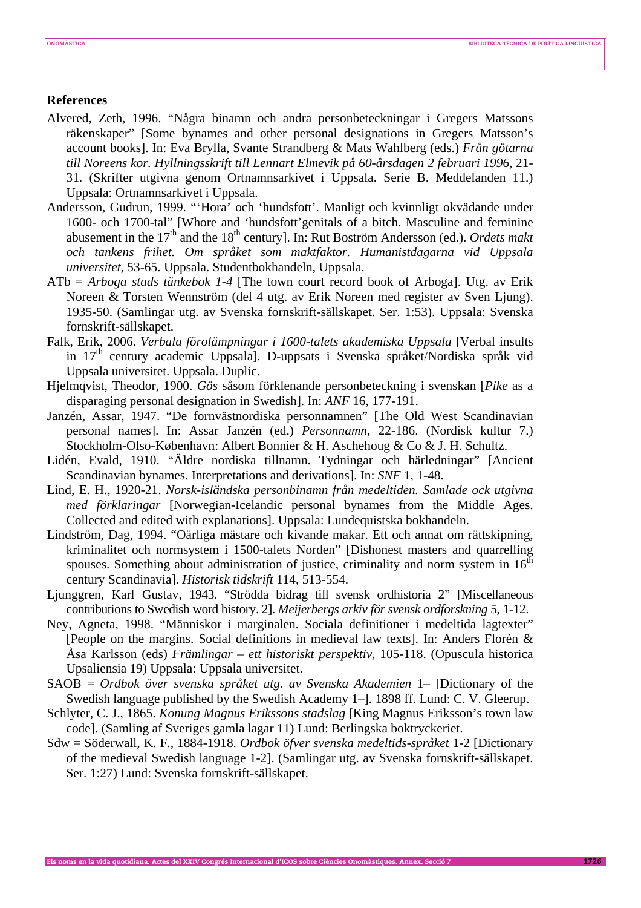## References

Alvered, Zeth, 1996. "Några binamn och andra personbeteckningar i Gregers Matssons räkenskaper" [Some bynames and other personal designations in Gregers Matsson's account books]. In: Eva Brylla, Svante Strandberg & Mats Wahlberg (eds.) *Från götarna till Noreens kor. Hyllningsskrift till Lennart Elmevik på 60-årsdagen 2 februari 1996*, 21-31. (Skrifter utgivna genom Ortnamnsarkivet i Uppsala. Serie B. Meddelanden 11.) Uppsala: Ortnamnsarkivet i Uppsala.

Andersson, Gudrun, 1999. "'Hora' och 'hundsfott'. Manligt och kvinnligt okvädande under 1600- och 1700-tal" [Whore and 'hundsfott'genitals of a bitch. Masculine and feminine abusement in the 17th and the 18th century]. In: Rut Boström Andersson (ed.). *Ordets makt och tankens frihet. Om språket som maktfaktor. Humanistdagarna vid Uppsala universitet*, 53-65. Uppsala. Studentbokhandeln, Uppsala.

ATb = *Arboga stads tänkebok 1-4* [The town court record book of Arboga]. Utg. av Erik Noreen & Torsten Wennström (del 4 utg. av Erik Noreen med register av Sven Ljung). 1935-50. (Samlingar utg. av Svenska fornskrift-sällskapet. Ser. 1:53). Uppsala: Svenska fornskrift-sällskapet.

Falk, Erik, 2006. *Verbala förolämpningar i 1600-talets akademiska Uppsala* [Verbal insults in 17th century academic Uppsala]. D-uppsats i Svenska språket/Nordiska språk vid Uppsala universitet. Uppsala. Duplic.

Hjelmqvist, Theodor, 1900. *Gös* såsom förklenande personbeteckning i svenskan [*Pike* as a disparaging personal designation in Swedish]. In: *ANF* 16, 177-191.

Janzén, Assar, 1947. "De fornvästnordiska personnamnen" [The Old West Scandinavian personal names]. In: Assar Janzén (ed.) *Personnamn*, 22-186. (Nordisk kultur 7.) Stockholm-Olso-København: Albert Bonnier & H. Aschehoug & Co & J. H. Schultz.

Lidén, Evald, 1910. "Äldre nordiska tillnamn. Tydningar och härledningar" [Ancient Scandinavian bynames. Interpretations and derivations]. In: *SNF* 1, 1-48.

Lind, E. H., 1920-21. *Norsk-isländska personbinamn från medeltiden. Samlade ock utgivna med förklaringar* [Norwegian-Icelandic personal bynames from the Middle Ages. Collected and edited with explanations]. Uppsala: Lundequistska bokhandeln.

Lindström, Dag, 1994. "Oärliga mästare och kivande makar. Ett och annat om rättskipning, kriminalitet och normsystem i 1500-talets Norden" [Dishonest masters and quarrelling spouses. Something about administration of justice, criminality and norm system in 16th century Scandinavia]. *Historisk tidskrift* 114, 513-554.

Ljunggren, Karl Gustav, 1943. "Strödda bidrag till svensk ordhistoria 2" [Miscellaneous contributions to Swedish word history. 2]. *Meijerbergs arkiv för svensk ordforskning* 5, 1-12.

Ney, Agneta, 1998. "Människor i marginalen. Sociala definitioner i medeltida lagtexter" [People on the margins. Social definitions in medieval law texts]. In: Anders Florén & Åsa Karlsson (eds) *Främlingar – ett historiskt perspektiv*, 105-118. (Opuscula historica Upsaliensia 19) Uppsala: Uppsala universitet.

SAOB = *Ordbok över svenska språket utg. av Svenska Akademien* 1– [Dictionary of the Swedish language published by the Swedish Academy 1–]. 1898 ff. Lund: C. V. Gleerup.

Schlyter, C. J., 1865. *Konung Magnus Erikssons stadslag* [King Magnus Eriksson's town law code]. (Samling af Sveriges gamla lagar 11) Lund: Berlingska boktryckeriet.

Sdw = Söderwall, K. F., 1884-1918. *Ordbok öfver svenska medeltids-språket* 1-2 [Dictionary of the medieval Swedish language 1-2]. (Samlingar utg. av Svenska fornskrift-sällskapet. Ser. 1:27) Lund: Svenska fornskrift-sällskapet.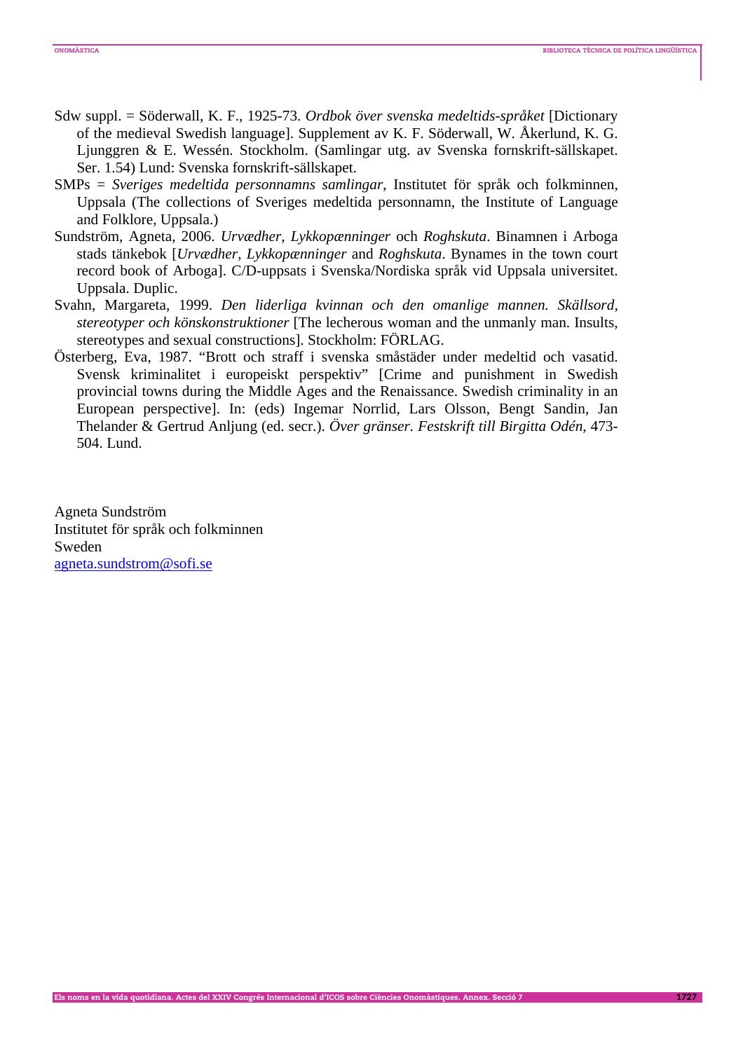Sdw suppl. = Söderwall, K. F., 1925-73. *Ordbok över svenska medeltids-språket* [Dictionary of the medieval Swedish language]. Supplement av K. F. Söderwall, W. Åkerlund, K. G. Ljunggren & E. Wessén. Stockholm. (Samlingar utg. av Svenska fornskrift-sällskapet. Ser. 1.54) Lund: Svenska fornskrift-sällskapet.

SMPs = *Sveriges medeltida personnamns samlingar*, Institutet för språk och folkminnen, Uppsala (The collections of Sveriges medeltida personnamn, the Institute of Language and Folklore, Uppsala.)

Sundström, Agneta, 2006. *Urvædher*, *Lykkopænninger* och *Roghskuta*. Binamnen i Arboga stads tänkebok [*Urvædher*, *Lykkopænninger* and *Roghskuta*. Bynames in the town court record book of Arboga]. C/D-uppsats i Svenska/Nordiska språk vid Uppsala universitet. Uppsala. Duplic.

Svahn, Margareta, 1999. *Den liderliga kvinnan och den omanlige mannen. Skällsord, stereotyper och könskonstruktioner* [The lecherous woman and the unmanly man. Insults, stereotypes and sexual constructions]. Stockholm: FÖRLAG.

Österberg, Eva, 1987. "Brott och straff i svenska småstäder under medeltid och vasatid. Svensk kriminalitet i europeiskt perspektiv" [Crime and punishment in Swedish provincial towns during the Middle Ages and the Renaissance. Swedish criminality in an European perspective]. In: (eds) Ingemar Norrlid, Lars Olsson, Bengt Sandin, Jan Thelander & Gertrud Anljung (ed. secr.). *Över gränser*. *Festskrift till Birgitta Odén*, 473-504. Lund.

Agneta Sundström
Institutet för språk och folkminnen
Sweden
agneta.sundstrom@sofi.se